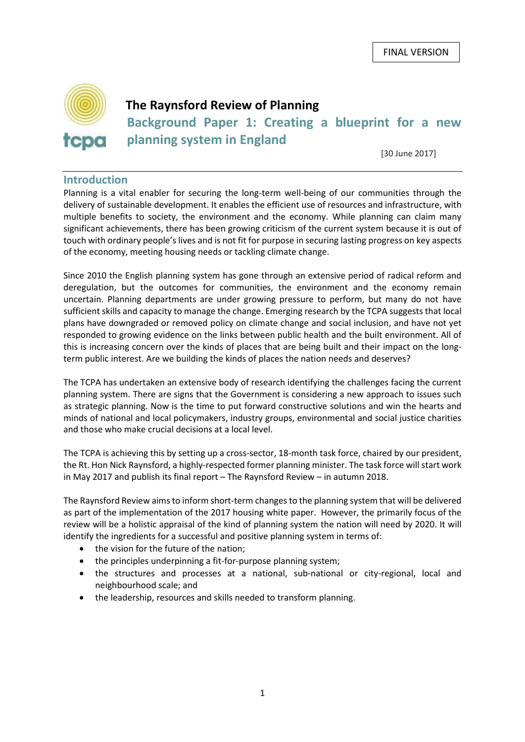FINAL VERSION

# The Raynsford Review of Planning

## Background Paper 1: Creating a blueprint for a new planning system in England

[30 June 2017]

## Introduction

Planning is a vital enabler for securing the long-term well-being of our communities through the delivery of sustainable development. It enables the efficient use of resources and infrastructure, with multiple benefits to society, the environment and the economy. While planning can claim many significant achievements, there has been growing criticism of the current system because it is out of touch with ordinary people's lives and is not fit for purpose in securing lasting progress on key aspects of the economy, meeting housing needs or tackling climate change.

Since 2010 the English planning system has gone through an extensive period of radical reform and deregulation, but the outcomes for communities, the environment and the economy remain uncertain. Planning departments are under growing pressure to perform, but many do not have sufficient skills and capacity to manage the change. Emerging research by the TCPA suggests that local plans have downgraded or removed policy on climate change and social inclusion, and have not yet responded to growing evidence on the links between public health and the built environment. All of this is increasing concern over the kinds of places that are being built and their impact on the long-term public interest. Are we building the kinds of places the nation needs and deserves?

The TCPA has undertaken an extensive body of research identifying the challenges facing the current planning system. There are signs that the Government is considering a new approach to issues such as strategic planning. Now is the time to put forward constructive solutions and win the hearts and minds of national and local policymakers, industry groups, environmental and social justice charities and those who make crucial decisions at a local level.

The TCPA is achieving this by setting up a cross-sector, 18-month task force, chaired by our president, the Rt. Hon Nick Raynsford, a highly-respected former planning minister. The task force will start work in May 2017 and publish its final report – The Raynsford Review – in autumn 2018.

The Raynsford Review aims to inform short-term changes to the planning system that will be delivered as part of the implementation of the 2017 housing white paper. However, the primarily focus of the review will be a holistic appraisal of the kind of planning system the nation will need by 2020. It will identify the ingredients for a successful and positive planning system in terms of:

- the vision for the future of the nation;
- the principles underpinning a fit-for-purpose planning system;
- the structures and processes at a national, sub-national or city-regional, local and neighbourhood scale; and
- the leadership, resources and skills needed to transform planning.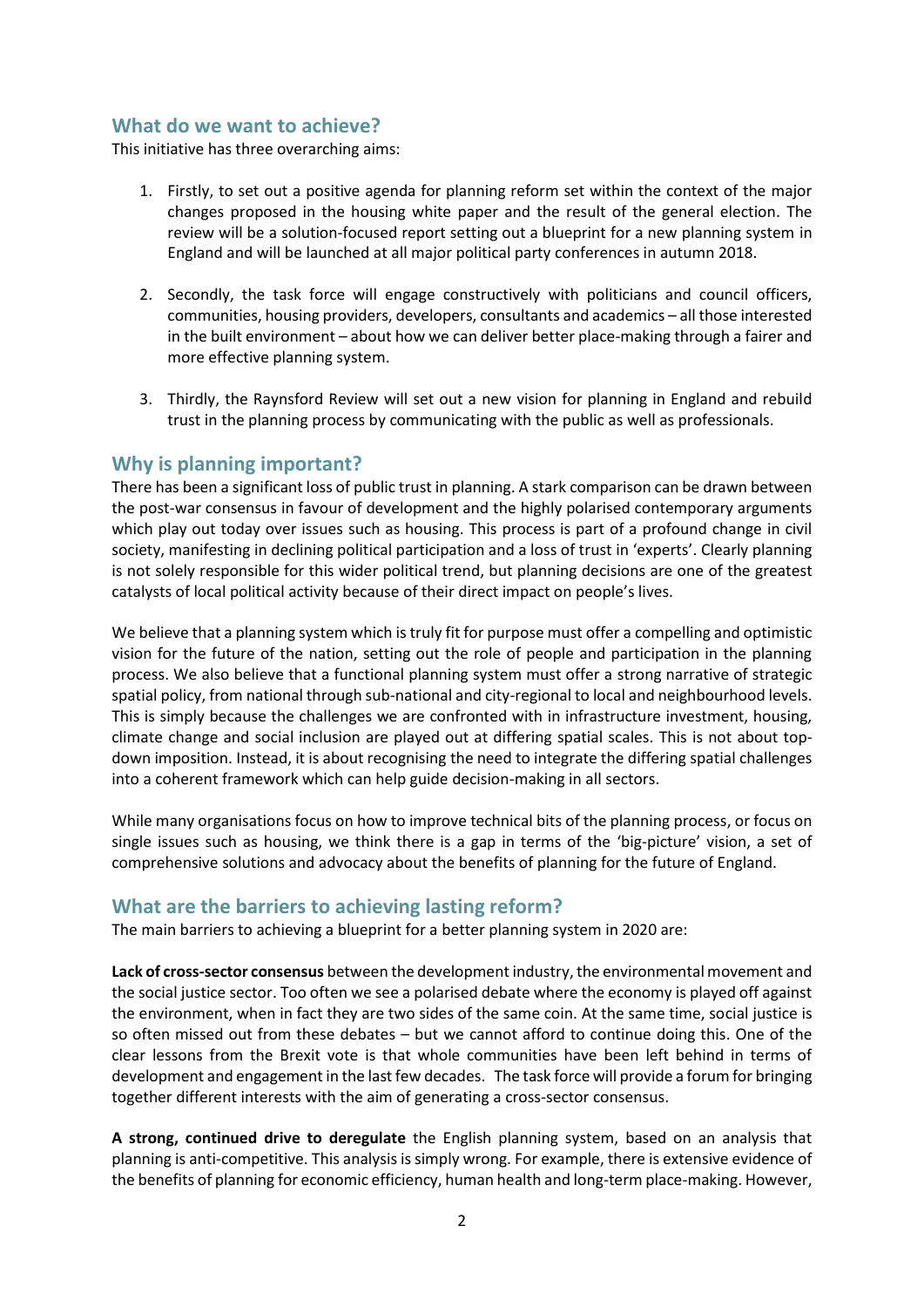## What do we want to achieve?

This initiative has three overarching aims:

1. Firstly, to set out a positive agenda for planning reform set within the context of the major changes proposed in the housing white paper and the result of the general election. The review will be a solution-focused report setting out a blueprint for a new planning system in England and will be launched at all major political party conferences in autumn 2018.

2. Secondly, the task force will engage constructively with politicians and council officers, communities, housing providers, developers, consultants and academics – all those interested in the built environment – about how we can deliver better place-making through a fairer and more effective planning system.

3. Thirdly, the Raynsford Review will set out a new vision for planning in England and rebuild trust in the planning process by communicating with the public as well as professionals.

## Why is planning important?

There has been a significant loss of public trust in planning. A stark comparison can be drawn between the post-war consensus in favour of development and the highly polarised contemporary arguments which play out today over issues such as housing. This process is part of a profound change in civil society, manifesting in declining political participation and a loss of trust in 'experts'. Clearly planning is not solely responsible for this wider political trend, but planning decisions are one of the greatest catalysts of local political activity because of their direct impact on people's lives.

We believe that a planning system which is truly fit for purpose must offer a compelling and optimistic vision for the future of the nation, setting out the role of people and participation in the planning process. We also believe that a functional planning system must offer a strong narrative of strategic spatial policy, from national through sub-national and city-regional to local and neighbourhood levels. This is simply because the challenges we are confronted with in infrastructure investment, housing, climate change and social inclusion are played out at differing spatial scales. This is not about top-down imposition. Instead, it is about recognising the need to integrate the differing spatial challenges into a coherent framework which can help guide decision-making in all sectors.

While many organisations focus on how to improve technical bits of the planning process, or focus on single issues such as housing, we think there is a gap in terms of the 'big-picture' vision, a set of comprehensive solutions and advocacy about the benefits of planning for the future of England.

## What are the barriers to achieving lasting reform?

The main barriers to achieving a blueprint for a better planning system in 2020 are:

**Lack of cross-sector consensus** between the development industry, the environmental movement and the social justice sector. Too often we see a polarised debate where the economy is played off against the environment, when in fact they are two sides of the same coin. At the same time, social justice is so often missed out from these debates – but we cannot afford to continue doing this. One of the clear lessons from the Brexit vote is that whole communities have been left behind in terms of development and engagement in the last few decades. The task force will provide a forum for bringing together different interests with the aim of generating a cross-sector consensus.

**A strong, continued drive to deregulate** the English planning system, based on an analysis that planning is anti-competitive. This analysis is simply wrong. For example, there is extensive evidence of the benefits of planning for economic efficiency, human health and long-term place-making. However,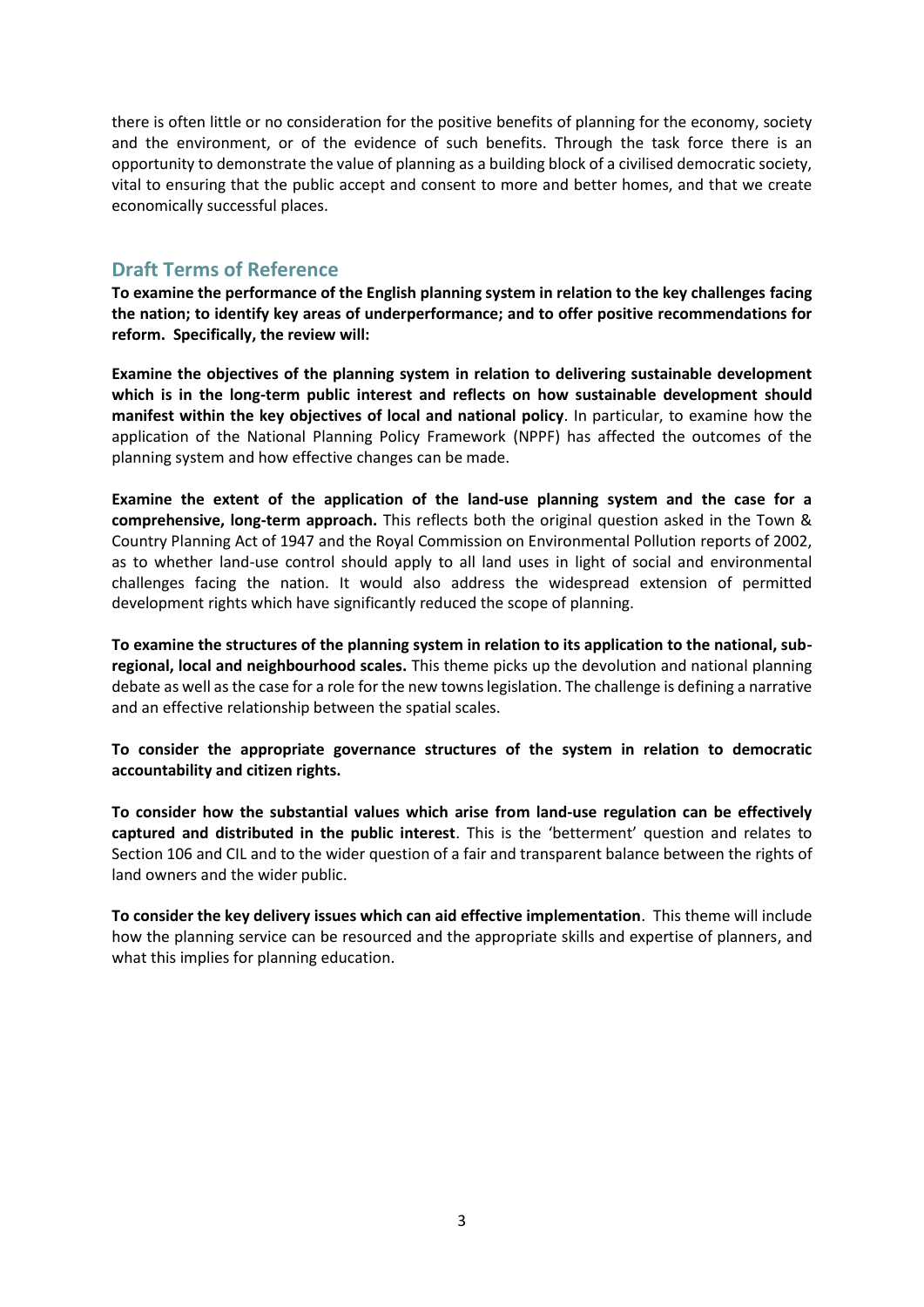there is often little or no consideration for the positive benefits of planning for the economy, society and the environment, or of the evidence of such benefits. Through the task force there is an opportunity to demonstrate the value of planning as a building block of a civilised democratic society, vital to ensuring that the public accept and consent to more and better homes, and that we create economically successful places.

## Draft Terms of Reference

**To examine the performance of the English planning system in relation to the key challenges facing the nation; to identify key areas of underperformance; and to offer positive recommendations for reform. Specifically, the review will:**

**Examine the objectives of the planning system in relation to delivering sustainable development which is in the long-term public interest and reflects on how sustainable development should manifest within the key objectives of local and national policy**. In particular, to examine how the application of the National Planning Policy Framework (NPPF) has affected the outcomes of the planning system and how effective changes can be made.

**Examine the extent of the application of the land-use planning system and the case for a comprehensive, long-term approach.** This reflects both the original question asked in the Town & Country Planning Act of 1947 and the Royal Commission on Environmental Pollution reports of 2002, as to whether land-use control should apply to all land uses in light of social and environmental challenges facing the nation. It would also address the widespread extension of permitted development rights which have significantly reduced the scope of planning.

**To examine the structures of the planning system in relation to its application to the national, sub-regional, local and neighbourhood scales.** This theme picks up the devolution and national planning debate as well as the case for a role for the new towns legislation. The challenge is defining a narrative and an effective relationship between the spatial scales.

**To consider the appropriate governance structures of the system in relation to democratic accountability and citizen rights.**

**To consider how the substantial values which arise from land-use regulation can be effectively captured and distributed in the public interest**. This is the 'betterment' question and relates to Section 106 and CIL and to the wider question of a fair and transparent balance between the rights of land owners and the wider public.

**To consider the key delivery issues which can aid effective implementation**. This theme will include how the planning service can be resourced and the appropriate skills and expertise of planners, and what this implies for planning education.